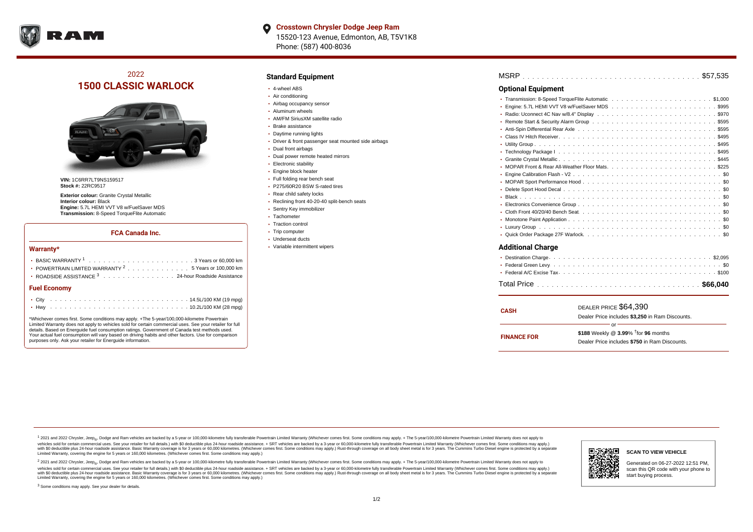**Crosstown Chrysler Dodge Jeep Ram**
15520-123 Avenue, Edmonton, AB, T5V1K8
Phone: (587) 400-8036

# 2022
# 1500 CLASSIC WARLOCK

**VIN:** 1C6RR7LT9NS159517
**Stock #:** 22RC9517

**Exterior colour:** Granite Crystal Metallic
**Interior colour:** Black
**Engine:** 5.7L HEMI VVT V8 w/FuelSaver MDS
**Transmission:** 8-Speed TorqueFlite Automatic

### FCA Canada Inc.

#### Warranty*

- BASIC WARRANTY [1] . . . . . 3 Years or 60,000 km
- POWERTRAIN LIMITED WARRANTY [2] . . . . . 5 Years or 100,000 km
- ROADSIDE ASSISTANCE [3] . . . . . 24-hour Roadside Assistance

#### Fuel Economy

- City . . . . . 14.5L/100 KM (19 mpg)
- Hwy . . . . . 10.2L/100 KM (28 mpg)

*Whichever comes first. Some conditions may apply. +The 5-year/100,000-kilometre Powertrain Limited Warranty does not apply to vehicles sold for certain commercial uses. See your retailer for full details. Based on Energuide fuel consumption ratings. Government of Canada test methods used. Your actual fuel consumption will vary based on driving habits and other factors. Use for comparison purposes only. Ask your retailer for Energuide information.

## Standard Equipment

- 4-wheel ABS
- Air conditioning
- Airbag occupancy sensor
- Aluminum wheels
- AM/FM SiriusXM satellite radio
- Brake assistance
- Daytime running lights
- Driver & front passenger seat mounted side airbags
- Dual front airbags
- Dual power remote heated mirrors
- Electronic stability
- Engine block heater
- Full folding rear bench seat
- P275/60R20 BSW S-rated tires
- Rear child safety locks
- Reclining front 40-20-40 split-bench seats
- Sentry Key immobilizer
- Tachometer
- Traction control
- Trip computer
- Underseat ducts
- Variable intermittent wipers

MSRP . . . . . $57,535

## Optional Equipment

- Transmission: 8-Speed TorqueFlite Automatic . . . . . $1,000
- Engine: 5.7L HEMI VVT V8 w/FuelSaver MDS . . . . . $995
- Radio: Uconnect 4C Nav w/8.4" Display . . . . . $970
- Remote Start & Security Alarm Group . . . . . $595
- Anti-Spin Differential Rear Axle . . . . . $595
- Class IV Hitch Receiver . . . . . $495
- Utility Group . . . . . $495
- Technology Package I . . . . . $495
- Granite Crystal Metallic . . . . . $445
- MOPAR Front & Rear All-Weather Floor Mats . . . . . $225
- Engine Calibration Flash - V2 . . . . . $0
- MOPAR Sport Performance Hood . . . . . $0
- Delete Sport Hood Decal . . . . . $0
- Black . . . . . $0
- Electronics Convenience Group . . . . . $0
- Cloth Front 40/20/40 Bench Seat . . . . . $0
- Monotone Paint Application . . . . . $0
- Luxury Group . . . . . $0
- Quick Order Package 27F Warlock . . . . . $0

## Additional Charge

- Destination Charge . . . . . $2,095
- Federal Green Levy . . . . . $0
- Federal A/C Excise Tax . . . . . $100

Total Price . . . . . **$66,040**

| | |
|---|---|
| **CASH** | DEALER PRICE $64,390<br>Dealer Price includes **$3,250** in Ram Discounts. |
| | or |
| **FINANCE FOR** | **$188** Weekly @ **3.99**% †for **96** months<br>Dealer Price includes **$750** in Ram Discounts. |

[1] 2021 and 2022 Chrysler, Jeep®, Dodge and Ram vehicles are backed by a 5-year or 100,000-kilometre fully transferable Powertrain Limited Warranty (Whichever comes first. Some conditions may apply. + The 5-year/100,000-kilometre Powertrain Limited Warranty does not apply to vehicles sold for certain commercial uses. See your retailer for full details.) with $0 deductible plus 24-hour roadside assistance. + SRT vehicles are backed by a 3-year or 60,000-kilometre fully transferable Powertrain Limited Warranty (Whichever comes first. Some conditions may apply.) with $0 deductible plus 24-hour roadside assistance. Basic Warranty coverage is for 3 years or 60,000 kilometres. (Whichever comes first. Some conditions may apply.) Rust-through coverage on all body sheet metal is for 3 years. The Cummins Turbo Diesel engine is protected by a separate Limited Warranty, covering the engine for 5 years or 160,000 kilometres. (Whichever comes first. Some conditions may apply.)

[2] 2021 and 2022 Chrysler, Jeep®, Dodge and Ram vehicles are backed by a 5-year or 100,000-kilometre fully transferable Powertrain Limited Warranty (Whichever comes first. Some conditions may apply. + The 5-year/100,000-kilometre Powertrain Limited Warranty does not apply to vehicles sold for certain commercial uses. See your retailer for full details.) with $0 deductible plus 24-hour roadside assistance. + SRT vehicles are backed by a 3-year or 60,000-kilometre fully transferable Powertrain Limited Warranty (Whichever comes first. Some conditions may apply.) with $0 deductible plus 24-hour roadside assistance. Basic Warranty coverage is for 3 years or 60,000 kilometres. (Whichever comes first. Some conditions may apply.) Rust-through coverage on all body sheet metal is for 3 years. The Cummins Turbo Diesel engine is protected by a separate Limited Warranty, covering the engine for 5 years or 160,000 kilometres. (Whichever comes first. Some conditions may apply.)

[3] Some conditions may apply. See your dealer for details.

**SCAN TO VIEW VEHICLE**

Generated on 06-27-2022 12:51 PM, scan this QR code with your phone to start buying process.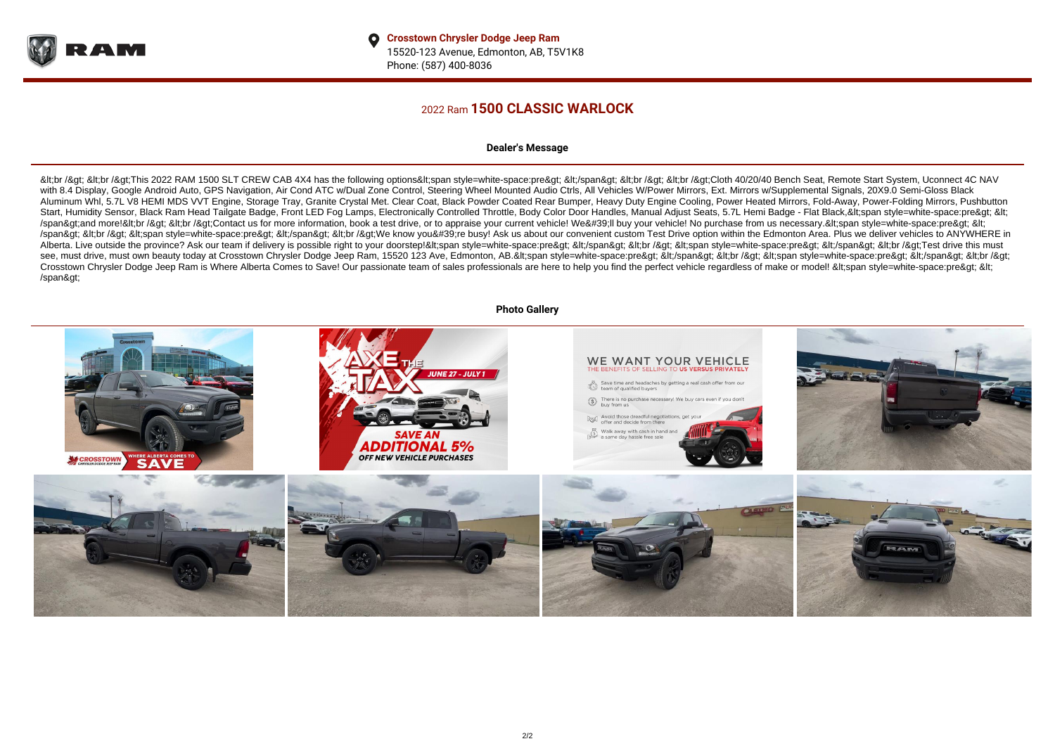Crosstown Chrysler Dodge Jeep Ram
15520-123 Avenue, Edmonton, AB, T5V1K8
Phone: (587) 400-8036

# 2022 Ram **1500 CLASSIC WARLOCK**

## Dealer's Message

&lt;br /&gt; &lt;br /&gt;This 2022 RAM 1500 SLT CREW CAB 4X4 has the following options&lt;span style=white-space:pre&gt; &lt;/span&gt; &lt;br /&gt; &lt;br /&gt;Cloth 40/20/40 Bench Seat, Remote Start System, Uconnect 4C NAV with 8.4 Display, Google Android Auto, GPS Navigation, Air Cond ATC w/Dual Zone Control, Steering Wheel Mounted Audio Ctrls, All Vehicles W/Power Mirrors, Ext. Mirrors w/Supplemental Signals, 20X9.0 Semi-Gloss Black Aluminum Whl, 5.7L V8 HEMI MDS VVT Engine, Storage Tray, Granite Crystal Met. Clear Coat, Black Powder Coated Rear Bumper, Heavy Duty Engine Cooling, Power Heated Mirrors, Fold-Away, Power-Folding Mirrors, Pushbutton Start, Humidity Sensor, Black Ram Head Tailgate Badge, Front LED Fog Lamps, Electronically Controlled Throttle, Body Color Door Handles, Manual Adjust Seats, 5.7L Hemi Badge - Flat Black,&lt;span style=white-space:pre&gt; &lt;/span&gt;and more!&lt;br /&gt; &lt;br /&gt;Contact us for more information, book a test drive, or to appraise your current vehicle! We&#39;ll buy your vehicle! No purchase from us necessary.&lt;span style=white-space:pre&gt; &lt;/span&gt; &lt;br /&gt; &lt;span style=white-space:pre&gt; &lt;/span&gt; &lt;br /&gt;We know you&#39;re busy! Ask us about our convenient custom Test Drive option within the Edmonton Area. Plus we deliver vehicles to ANYWHERE in Alberta. Live outside the province? Ask our team if delivery is possible right to your doorstep!&lt;span style=white-space:pre&gt; &lt;/span&gt; &lt;br /&gt; &lt;span style=white-space:pre&gt; &lt;/span&gt; &lt;br /&gt;Test drive this must see, must drive, must own beauty today at Crosstown Chrysler Dodge Jeep Ram, 15520 123 Ave, Edmonton, AB.&lt;span style=white-space:pre&gt; &lt;/span&gt; &lt;br /&gt; &lt;span style=white-space:pre&gt; &lt;/span&gt; &lt;br /&gt; Crosstown Chrysler Dodge Jeep Ram is Where Alberta Comes to Save! Our passionate team of sales professionals are here to help you find the perfect vehicle regardless of make or model! &lt;span style=white-space:pre&gt; &lt;/span&gt;

## Photo Gallery